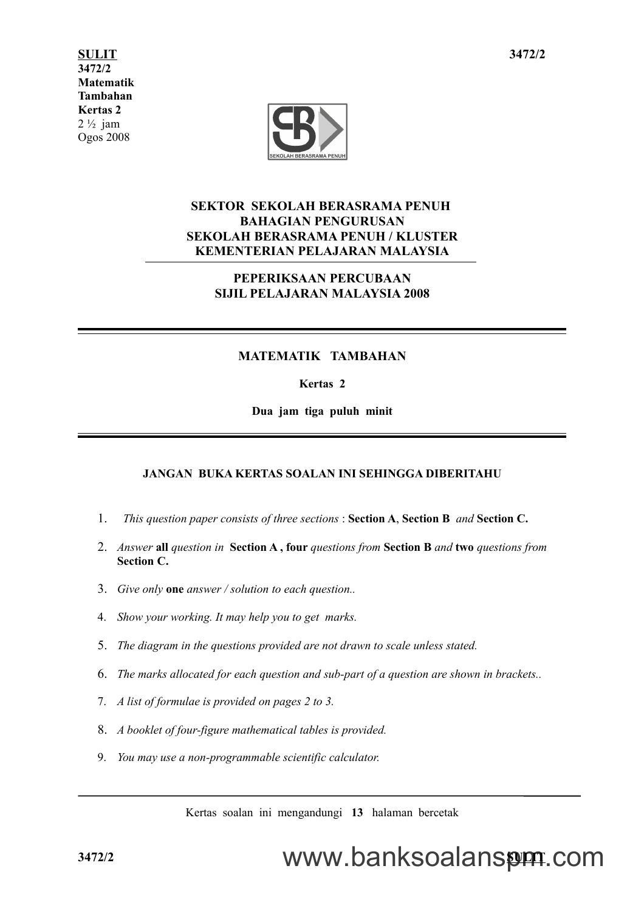**SULIT** **3472/2**

**3472/2**
**Matematik**
**Tambahan**
**Kertas 2**
2 ½ jam
Ogos 2008

**SEKTOR SEKOLAH BERASRAMA PENUH**
**BAHAGIAN PENGURUSAN**
**SEKOLAH BERASRAMA PENUH / KLUSTER**
**KEMENTERIAN PELAJARAN MALAYSIA**

**PEPERIKSAAN PERCUBAAN**
**SIJIL PELAJARAN MALAYSIA 2008**

# MATEMATIK TAMBAHAN

**Kertas 2**

**Dua jam tiga puluh minit**

**JANGAN BUKA KERTAS SOALAN INI SEHINGGA DIBERITAHU**

1. *This question paper consists of three sections* : **Section A**, **Section B** *and* **Section C.**
2. *Answer* **all** *question in* **Section A , four** *questions from* **Section B** *and* **two** *questions from* **Section C.**
3. *Give only* **one** *answer / solution to each question..*
4. *Show your working. It may help you to get marks.*
5. *The diagram in the questions provided are not drawn to scale unless stated.*
6. *The marks allocated for each question and sub-part of a question are shown in brackets..*
7. *A list of formulae is provided on pages 2 to 3.*
8. *A booklet of four-figure mathematical tables is provided.*
9. *You may use a non-programmable scientific calculator.*

Kertas soalan ini mengandungi **13** halaman bercetak

**3472/2** www.banksoalanspm.com **SULIT**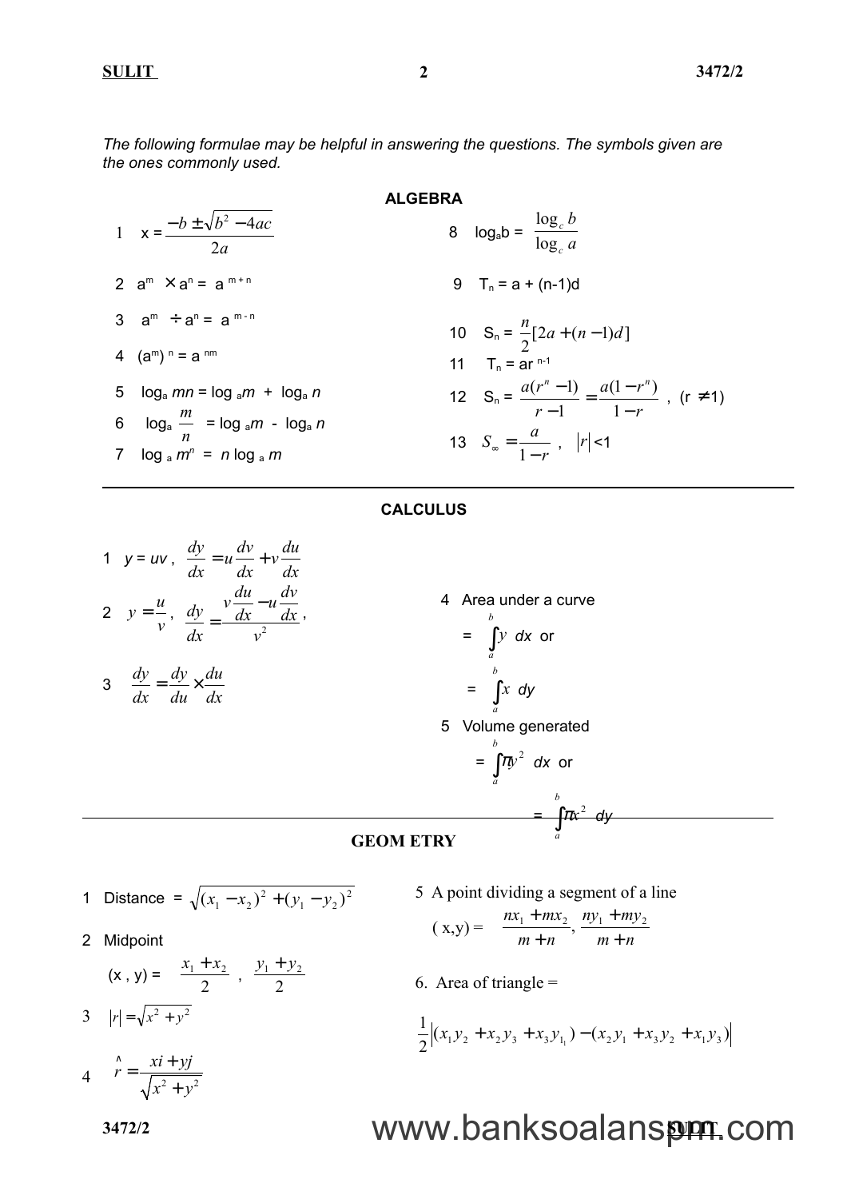*The following formulae may be helpful in answering the questions. The symbols given are the ones commonly used.*

## ALGEBRA

1. $x = \dfrac{-b \pm \sqrt{b^2 - 4ac}}{2a}$

2. $a^m \times a^n = a^{m+n}$

3. $a^m \div a^n = a^{m-n}$

4. $(a^m)^n = a^{nm}$

5. $\log_a mn = \log_a m + \log_a n$

6. $\log_a \dfrac{m}{n} = \log_a m - \log_a n$

7. $\log_a m^n = n \log_a m$

8. $\log_a b = \dfrac{\log_c b}{\log_c a}$

9. $T_n = a + (n-1)d$

10. $S_n = \dfrac{n}{2}[2a + (n-1)d]$

11. $T_n = ar^{n-1}$

12. $S_n = \dfrac{a(r^n - 1)}{r - 1} = \dfrac{a(1 - r^n)}{1 - r}$, $(r \neq 1)$

13. $S_\infty = \dfrac{a}{1 - r}$, $|r| < 1$

## CALCULUS

1. $y = uv$, $\dfrac{dy}{dx} = u\dfrac{dv}{dx} + v\dfrac{du}{dx}$

2. $y = \dfrac{u}{v}$, $\dfrac{dy}{dx} = \dfrac{v\dfrac{du}{dx} - u\dfrac{dv}{dx}}{v^2}$,

3. $\dfrac{dy}{dx} = \dfrac{dy}{du} \times \dfrac{du}{dx}$

4. Area under a curve

   $= \displaystyle\int_a^b y \, dx$ or

   $= \displaystyle\int_a^b x \, dy$

5. Volume generated

   $= \displaystyle\int_a^b \pi y^2 \, dx$ or

   $= \displaystyle\int_a^b \pi x^2 \, dy$

## GEOMETRY

1. Distance $= \sqrt{(x_1 - x_2)^2 + (y_1 - y_2)^2}$

2. Midpoint

   $(x, y) = \left( \dfrac{x_1 + x_2}{2}, \dfrac{y_1 + y_2}{2} \right)$

3. $|r| = \sqrt{x^2 + y^2}$

4. $\hat{r} = \dfrac{xi + yj}{\sqrt{x^2 + y^2}}$

5. A point dividing a segment of a line

   $(x, y) = \left( \dfrac{nx_1 + mx_2}{m + n}, \dfrac{ny_1 + my_2}{m + n} \right)$

6. Area of triangle =

   $\dfrac{1}{2}\left| (x_1 y_2 + x_2 y_3 + x_3 y_{1_1}) - (x_2 y_1 + x_3 y_2 + x_1 y_3) \right|$

www.banksoalanspm.com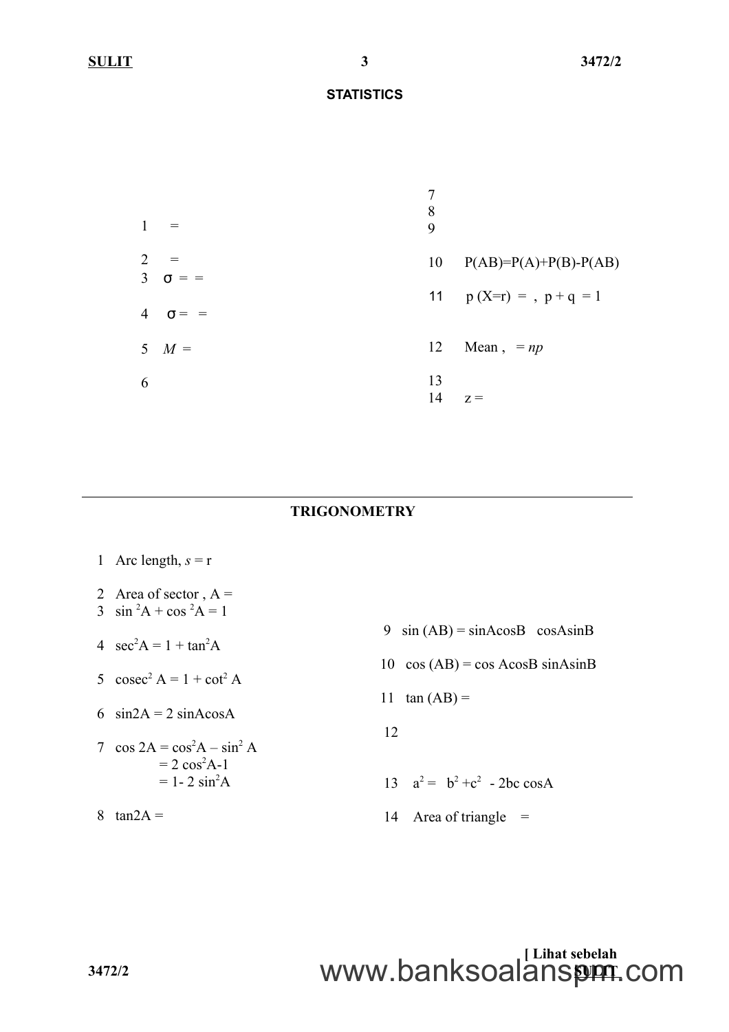## STATISTICS

1 =

2 =

3 σ = =

4 σ = =

5 $M$ =

6

7

8

9

10 P(AB)=P(A)+P(B)-P(AB)

11 p (X=r) = , p + q = 1

12 Mean , = $np$

13

14 z =

---

## TRIGONOMETRY

1 Arc length, $s$ = r

2 Area of sector , A =

3 $\sin^2 A + \cos^2 A = 1$

4 $\sec^2 A = 1 + \tan^2 A$

5 $\text{cosec}^2 A = 1 + \cot^2 A$

6 sin2A = 2 sinAcosA

7 $\cos 2A = \cos^2 A - \sin^2 A$
$= 2\cos^2 A - 1$
$= 1 - 2\sin^2 A$

8 tan2A =

9 sin (AB) = sinAcosB cosAsinB

10 cos (AB) = cos AcosB sinAsinB

11 tan (AB) =

12

13 $a^2 = b^2 + c^2 - 2bc \cos A$

14 Area of triangle =

[ Lihat sebelah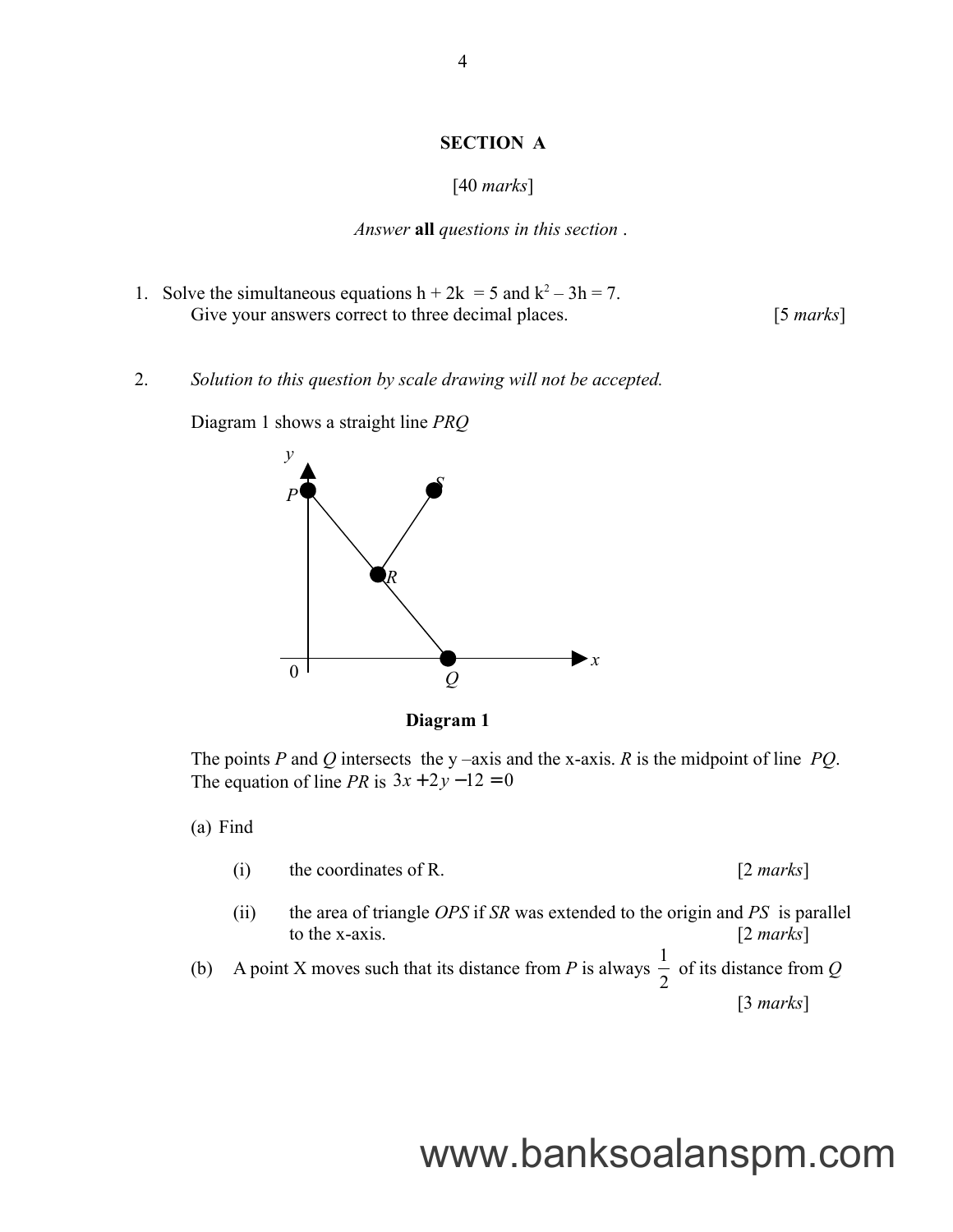## SECTION A

[40 *marks*]

*Answer* **all** *questions in this section* .

1. Solve the simultaneous equations $h + 2k = 5$ and $k^2 - 3h = 7$.
   Give your answers correct to three decimal places. [5 *marks*]

2. *Solution to this question by scale drawing will not be accepted.*

   Diagram 1 shows a straight line *PRQ*

   **Diagram 1**

   The points *P* and *Q* intersects the y –axis and the x-axis. *R* is the midpoint of line *PQ*. The equation of line *PR* is $3x + 2y - 12 = 0$

   (a) Find

   (i) the coordinates of R. [2 *marks*]

   (ii) the area of triangle *OPS* if *SR* was extended to the origin and *PS* is parallel to the x-axis. [2 *marks*]

   (b) A point X moves such that its distance from *P* is always $\frac{1}{2}$ of its distance from *Q* [3 *marks*]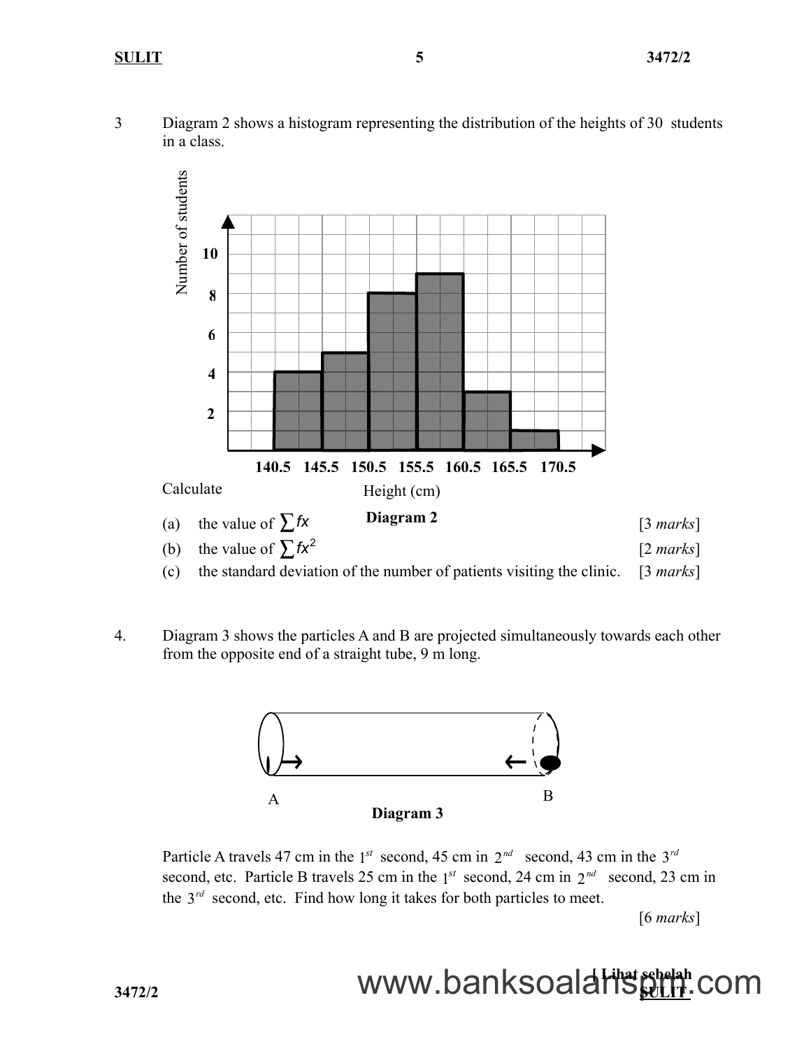3 Diagram 2 shows a histogram representing the distribution of the heights of 30 students in a class.

Number of students

Height (cm)

**Diagram 2**

Calculate

(a) the value of $\sum fx$ [3 *marks*]

(b) the value of $\sum fx^2$ [2 *marks*]

(c) the standard deviation of the number of patients visiting the clinic. [3 *marks*]

4. Diagram 3 shows the particles A and B are projected simultaneously towards each other from the opposite end of a straight tube, 9 m long.

**Diagram 3**

Particle A travels 47 cm in the $1^{st}$ second, 45 cm in $2^{nd}$ second, 43 cm in the $3^{rd}$ second, etc. Particle B travels 25 cm in the $1^{st}$ second, 24 cm in $2^{nd}$ second, 23 cm in the $3^{rd}$ second, etc. Find how long it takes for both particles to meet.

[6 *marks*]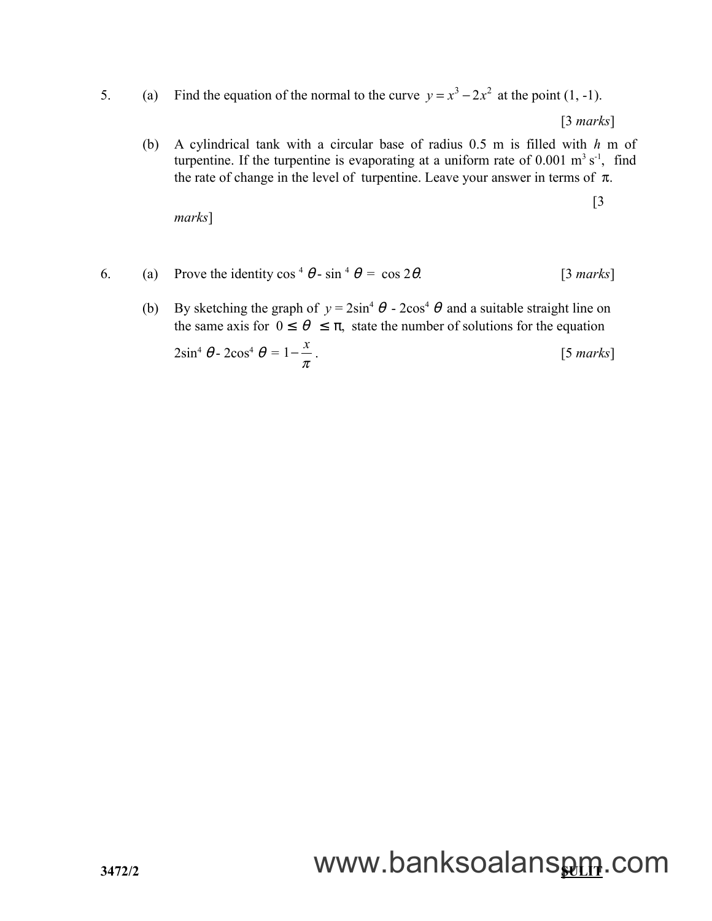5. (a) Find the equation of the normal to the curve $y = x^3 - 2x^2$ at the point (1, -1).

[3 *marks*]

(b) A cylindrical tank with a circular base of radius 0.5 m is filled with $h$ m of turpentine. If the turpentine is evaporating at a uniform rate of 0.001 $m^3 s^{-1}$, find the rate of change in the level of turpentine. Leave your answer in terms of $\pi$.

[3 *marks*]

6. (a) Prove the identity $\cos^4 \theta - \sin^4 \theta = \cos 2\theta$. [3 *marks*]

(b) By sketching the graph of $y = 2\sin^4 \theta - 2\cos^4 \theta$ and a suitable straight line on the same axis for $0 \leq \theta \leq \pi$, state the number of solutions for the equation $2\sin^4 \theta - 2\cos^4 \theta = 1 - \dfrac{x}{\pi}$. [5 *marks*]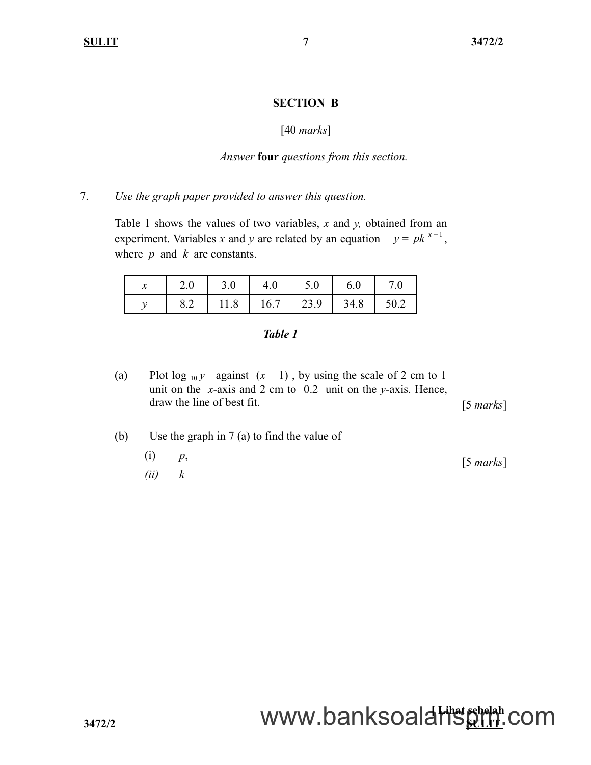## SECTION B

[40 *marks*]

*Answer* **four** *questions from this section.*

7. *Use the graph paper provided to answer this question.*

Table 1 shows the values of two variables, $x$ and $y$, obtained from an experiment. Variables $x$ and $y$ are related by an equation $y = pk^{x-1}$, where $p$ and $k$ are constants.

| $x$ | 2.0 | 3.0 | 4.0 | 5.0 | 6.0 | 7.0 |
|---|---|---|---|---|---|---|
| $y$ | 8.2 | 11.8 | 16.7 | 23.9 | 34.8 | 50.2 |

***Table 1***

(a) Plot $\log_{10} y$ against $(x - 1)$, by using the scale of 2 cm to 1 unit on the $x$-axis and 2 cm to 0.2 unit on the $y$-axis. Hence, draw the line of best fit. [5 *marks*]

(b) Use the graph in 7 (a) to find the value of

(i) $p$,

*(ii)* $k$

[5 *marks*]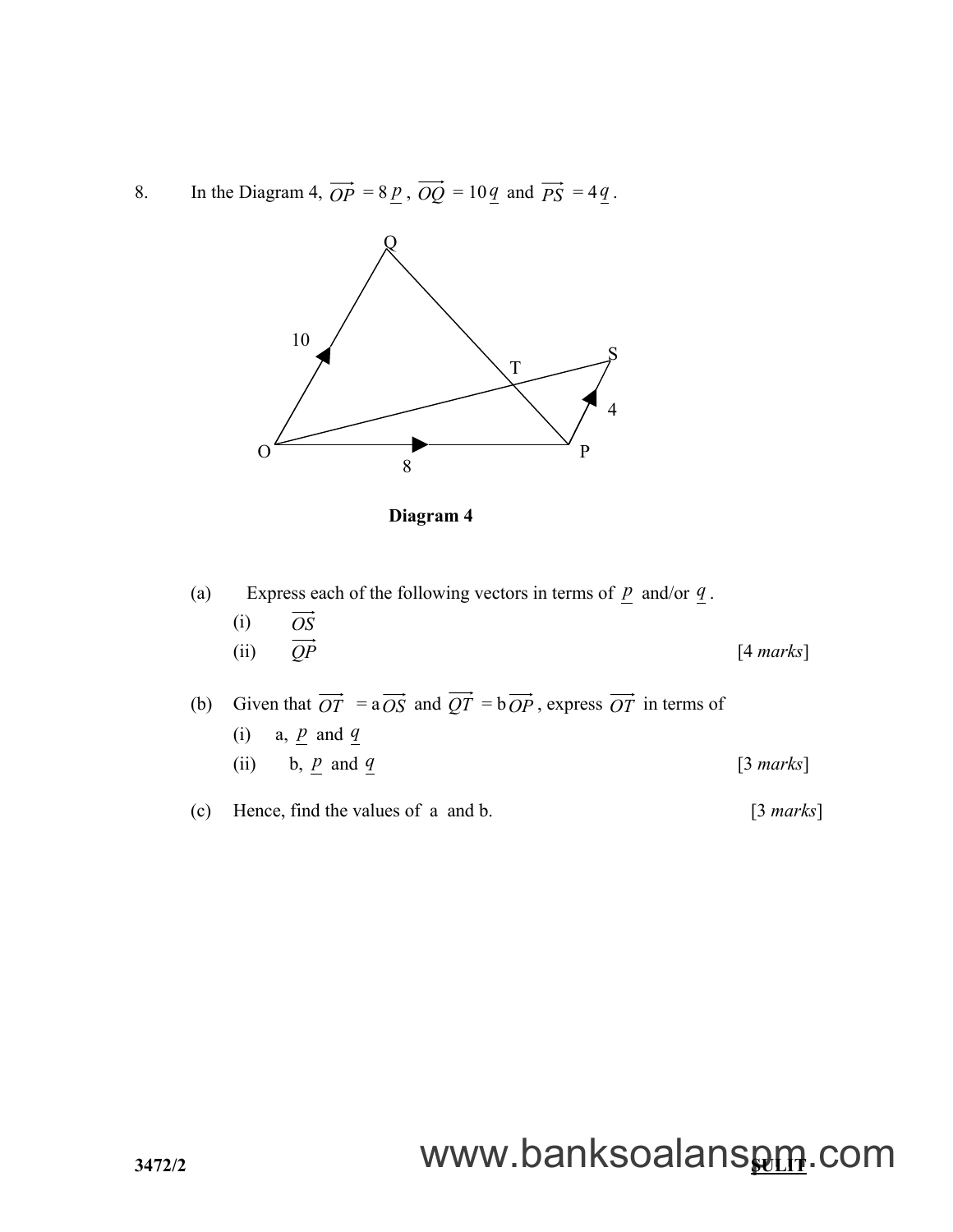8. In the Diagram 4, $\overrightarrow{OP} = 8\underset{\sim}{p}$, $\overrightarrow{OQ} = 10\underset{\sim}{q}$ and $\overrightarrow{PS} = 4\underset{\sim}{q}$.

**Diagram 4**

(a) Express each of the following vectors in terms of $\underset{\sim}{p}$ and/or $\underset{\sim}{q}$.

(i) $\overrightarrow{OS}$

(ii) $\overrightarrow{QP}$ [4 *marks*]

(b) Given that $\overrightarrow{OT} = a\overrightarrow{OS}$ and $\overrightarrow{QT} = b\overrightarrow{OP}$, express $\overrightarrow{OT}$ in terms of

(i) a, $\underset{\sim}{p}$ and $\underset{\sim}{q}$

(ii) b, $\underset{\sim}{p}$ and $\underset{\sim}{q}$ [3 *marks*]

(c) Hence, find the values of a and b. [3 *marks*]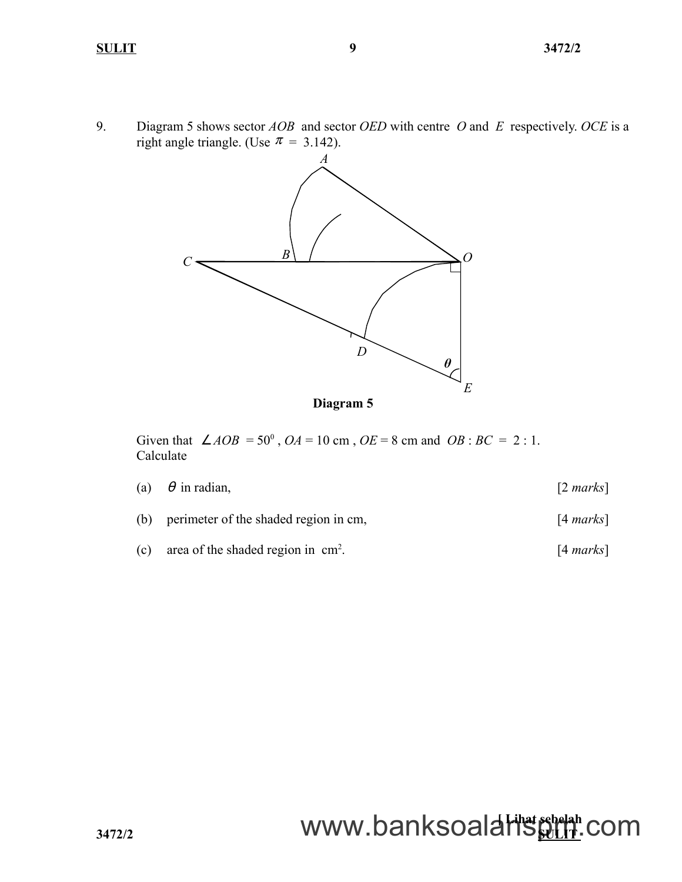9. Diagram 5 shows sector *AOB* and sector *OED* with centre *O* and *E* respectively. *OCE* is a right angle triangle. (Use $\pi$ = 3.142).

**Diagram 5**

Given that $\angle AOB = 50^0$ , $OA = 10$ cm , $OE = 8$ cm and $OB : BC = 2 : 1$.
Calculate

(a) $\theta$ in radian, [2 *marks*]

(b) perimeter of the shaded region in cm, [4 *marks*]

(c) area of the shaded region in cm$^2$. [4 *marks*]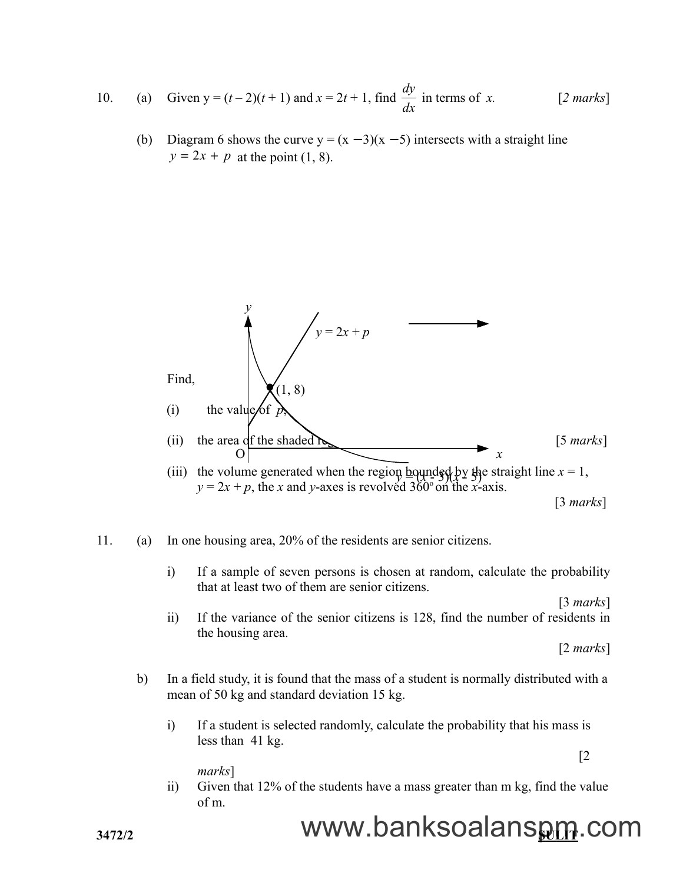10. (a) Given $y = (t - 2)(t + 1)$ and $x = 2t + 1$, find $\frac{dy}{dx}$ in terms of $x$. [2 *marks*]

(b) Diagram 6 shows the curve $y = (x - 3)(x - 5)$ intersects with a straight line $y = 2x + p$ at the point (1, 8).

Find,

(i) the value of $p$,

(ii) the area of the shaded region. [5 *marks*]

(iii) the volume generated when the region bounded by the straight line $x = 1$, $y = 2x + p$, the $x$ and $y$-axes is revolved $360^{\circ}$ on the $x$-axis. [3 *marks*]

11. (a) In one housing area, 20% of the residents are senior citizens.

i) If a sample of seven persons is chosen at random, calculate the probability that at least two of them are senior citizens. [3 *marks*]

ii) If the variance of the senior citizens is 128, find the number of residents in the housing area. [2 *marks*]

b) In a field study, it is found that the mass of a student is normally distributed with a mean of 50 kg and standard deviation 15 kg.

i) If a student is selected randomly, calculate the probability that his mass is less than 41 kg. [2 *marks*]

ii) Given that 12% of the students have a mass greater than m kg, find the value of m.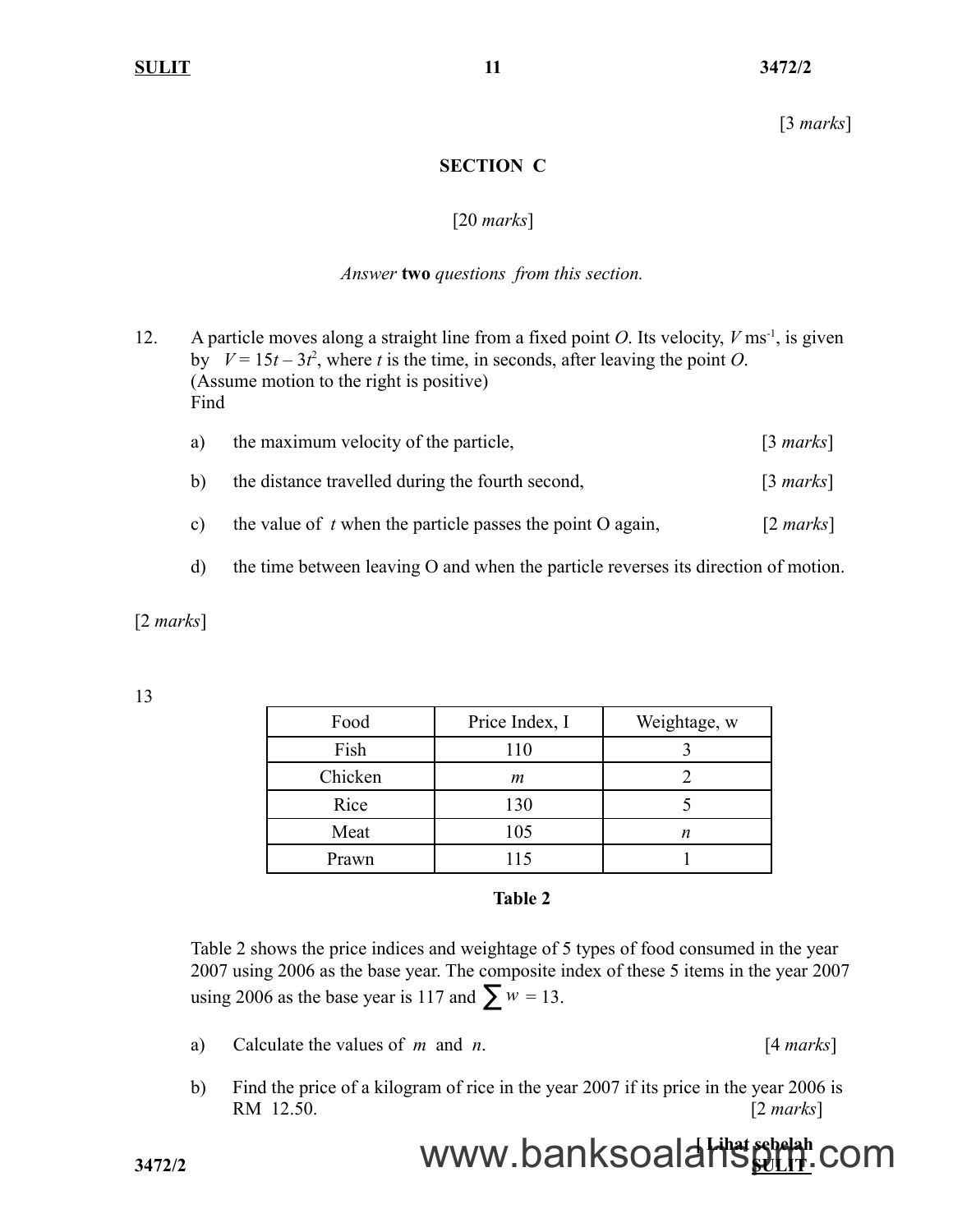[3 *marks*]

## SECTION C

[20 *marks*]

*Answer* **two** *questions from this section.*

12. A particle moves along a straight line from a fixed point $O$. Its velocity, $V$ ms$^{-1}$, is given by $V = 15t - 3t^2$, where $t$ is the time, in seconds, after leaving the point $O$. (Assume motion to the right is positive)
Find

a) the maximum velocity of the particle, [3 *marks*]

b) the distance travelled during the fourth second, [3 *marks*]

c) the value of $t$ when the particle passes the point O again, [2 *marks*]

d) the time between leaving O and when the particle reverses its direction of motion.

[2 *marks*]

13

| Food | Price Index, I | Weightage, w |
|---|---|---|
| Fish | 110 | 3 |
| Chicken | $m$ | 2 |
| Rice | 130 | 5 |
| Meat | 105 | $n$ |
| Prawn | 115 | 1 |

**Table 2**

Table 2 shows the price indices and weightage of 5 types of food consumed in the year 2007 using 2006 as the base year. The composite index of these 5 items in the year 2007 using 2006 as the base year is 117 and $\sum w = 13$.

a) Calculate the values of $m$ and $n$. [4 *marks*]

b) Find the price of a kilogram of rice in the year 2007 if its price in the year 2006 is RM 12.50. [2 *marks*]

[ Lihat sebelah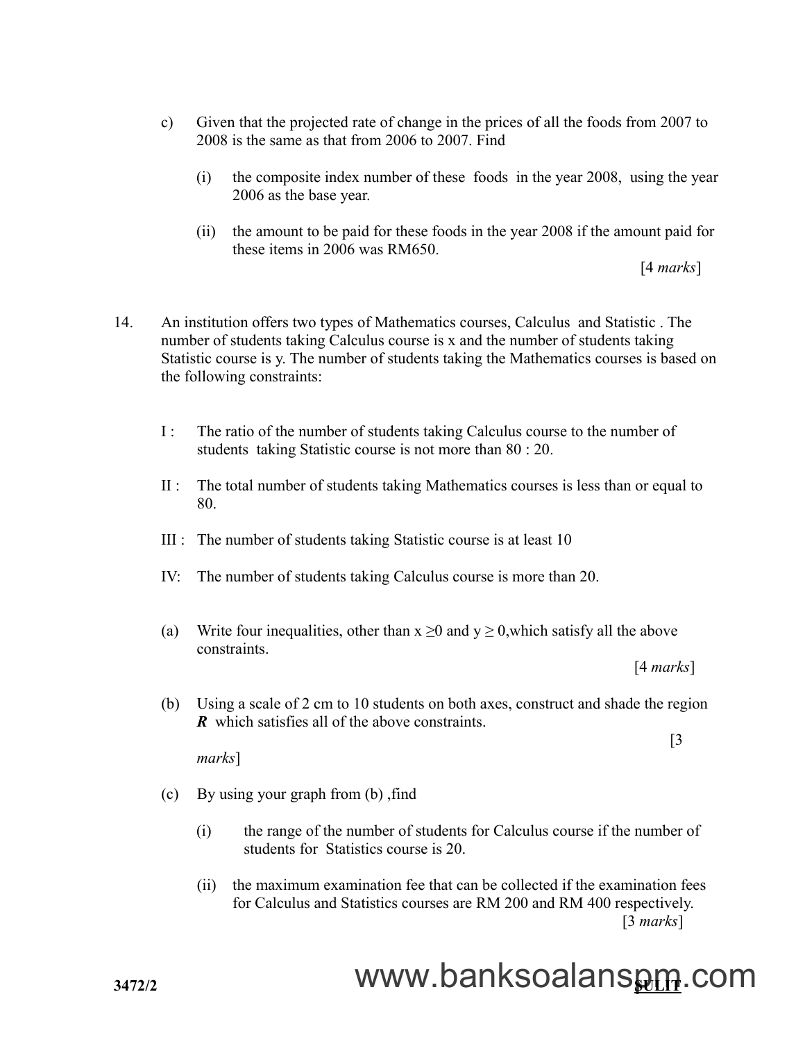c) Given that the projected rate of change in the prices of all the foods from 2007 to 2008 is the same as that from 2006 to 2007. Find

   (i) the composite index number of these foods in the year 2008, using the year 2006 as the base year.

   (ii) the amount to be paid for these foods in the year 2008 if the amount paid for these items in 2006 was RM650.

[4 *marks*]

14. An institution offers two types of Mathematics courses, Calculus and Statistic . The number of students taking Calculus course is x and the number of students taking Statistic course is y. The number of students taking the Mathematics courses is based on the following constraints:

I : The ratio of the number of students taking Calculus course to the number of students taking Statistic course is not more than 80 : 20.

II : The total number of students taking Mathematics courses is less than or equal to 80.

III : The number of students taking Statistic course is at least 10

IV: The number of students taking Calculus course is more than 20.

(a) Write four inequalities, other than $x \geq 0$ and $y \geq 0$, which satisfy all the above constraints.

[4 *marks*]

(b) Using a scale of 2 cm to 10 students on both axes, construct and shade the region ***R*** which satisfies all of the above constraints.

[3 *marks*]

(c) By using your graph from (b) ,find

   (i) the range of the number of students for Calculus course if the number of students for Statistics course is 20.

   (ii) the maximum examination fee that can be collected if the examination fees for Calculus and Statistics courses are RM 200 and RM 400 respectively.

[3 *marks*]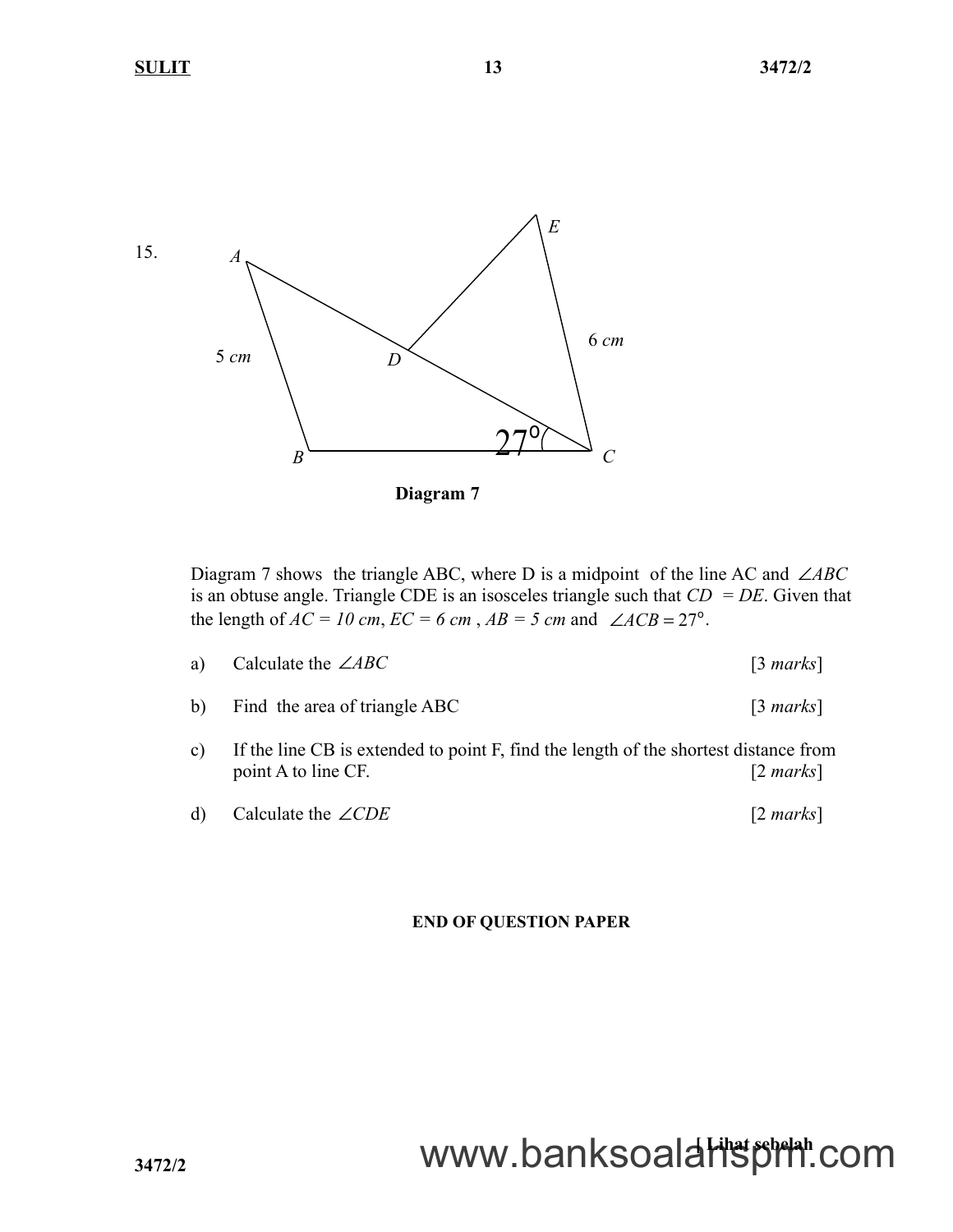15.

A
5 cm
D
E
6 cm
B
27°
C

**Diagram 7**

Diagram 7 shows the triangle ABC, where D is a midpoint of the line AC and $\angle ABC$ is an obtuse angle. Triangle CDE is an isosceles triangle such that $CD = DE$. Given that the length of $AC = 10$ cm, $EC = 6$ cm, $AB = 5$ cm and $\angle ACB = 27°$.

a) Calculate the $\angle ABC$ [3 *marks*]

b) Find the area of triangle ABC [3 *marks*]

c) If the line CB is extended to point F, find the length of the shortest distance from point A to line CF. [2 *marks*]

d) Calculate the $\angle CDE$ [2 *marks*]

**END OF QUESTION PAPER**